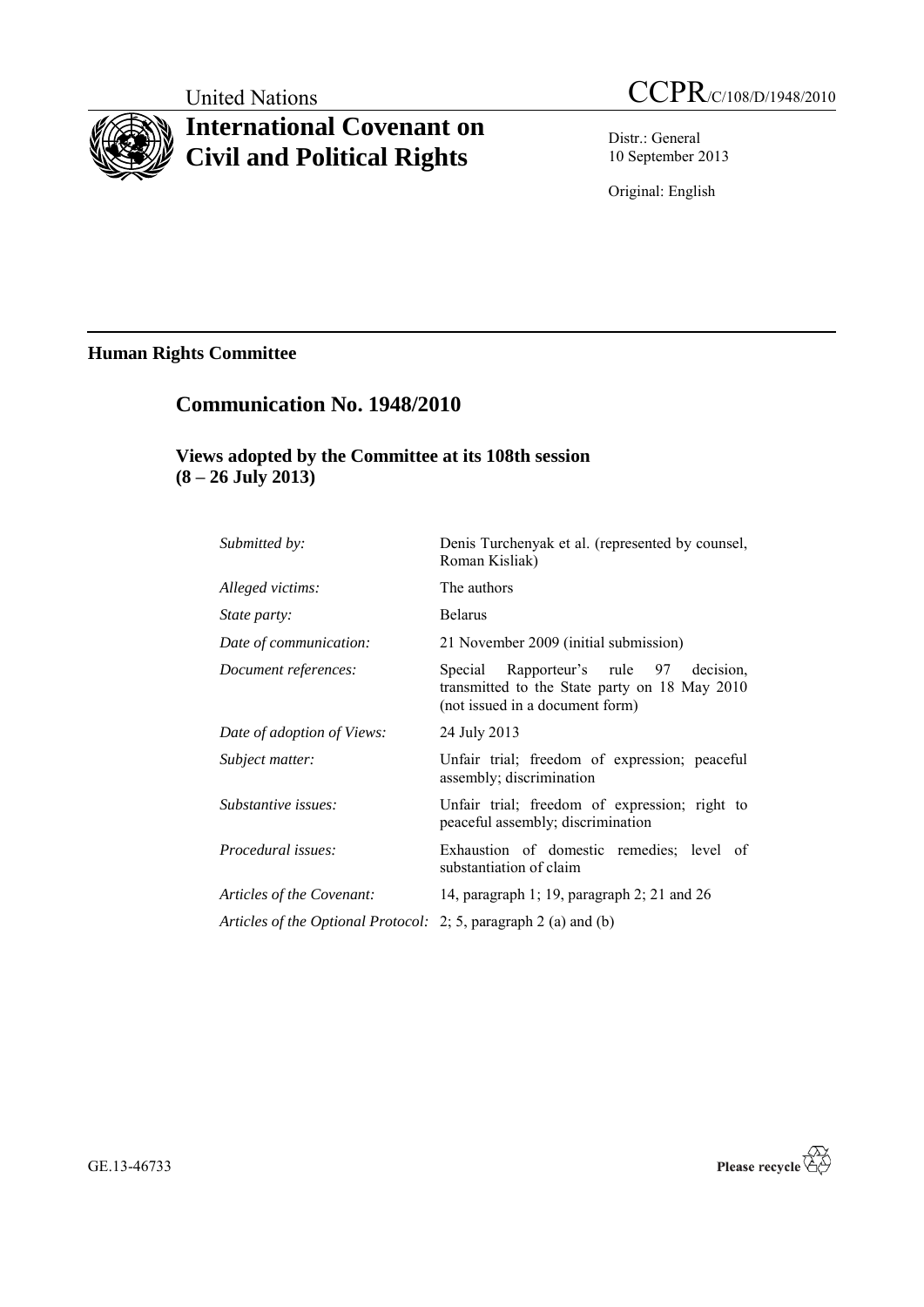United Nations

# CCPR/C/108/D/1948/2010

# International Covenant on Civil and Political Rights

Distr.: General
10 September 2013

Original: English

## Human Rights Committee

## Communication No. 1948/2010

### Views adopted by the Committee at its 108th session (8 – 26 July 2013)

| | |
|---|---|
| *Submitted by:* | Denis Turchenyak et al. (represented by counsel, Roman Kisliak) |
| *Alleged victims:* | The authors |
| *State party:* | Belarus |
| *Date of communication:* | 21 November 2009 (initial submission) |
| *Document references:* | Special Rapporteur's rule 97 decision, transmitted to the State party on 18 May 2010 (not issued in a document form) |
| *Date of adoption of Views:* | 24 July 2013 |
| *Subject matter:* | Unfair trial; freedom of expression; peaceful assembly; discrimination |
| *Substantive issues:* | Unfair trial; freedom of expression; right to peaceful assembly; discrimination |
| *Procedural issues:* | Exhaustion of domestic remedies; level of substantiation of claim |
| *Articles of the Covenant:* | 14, paragraph 1; 19, paragraph 2; 21 and 26 |
| *Articles of the Optional Protocol:* | 2; 5, paragraph 2 (a) and (b) |

GE.13-46733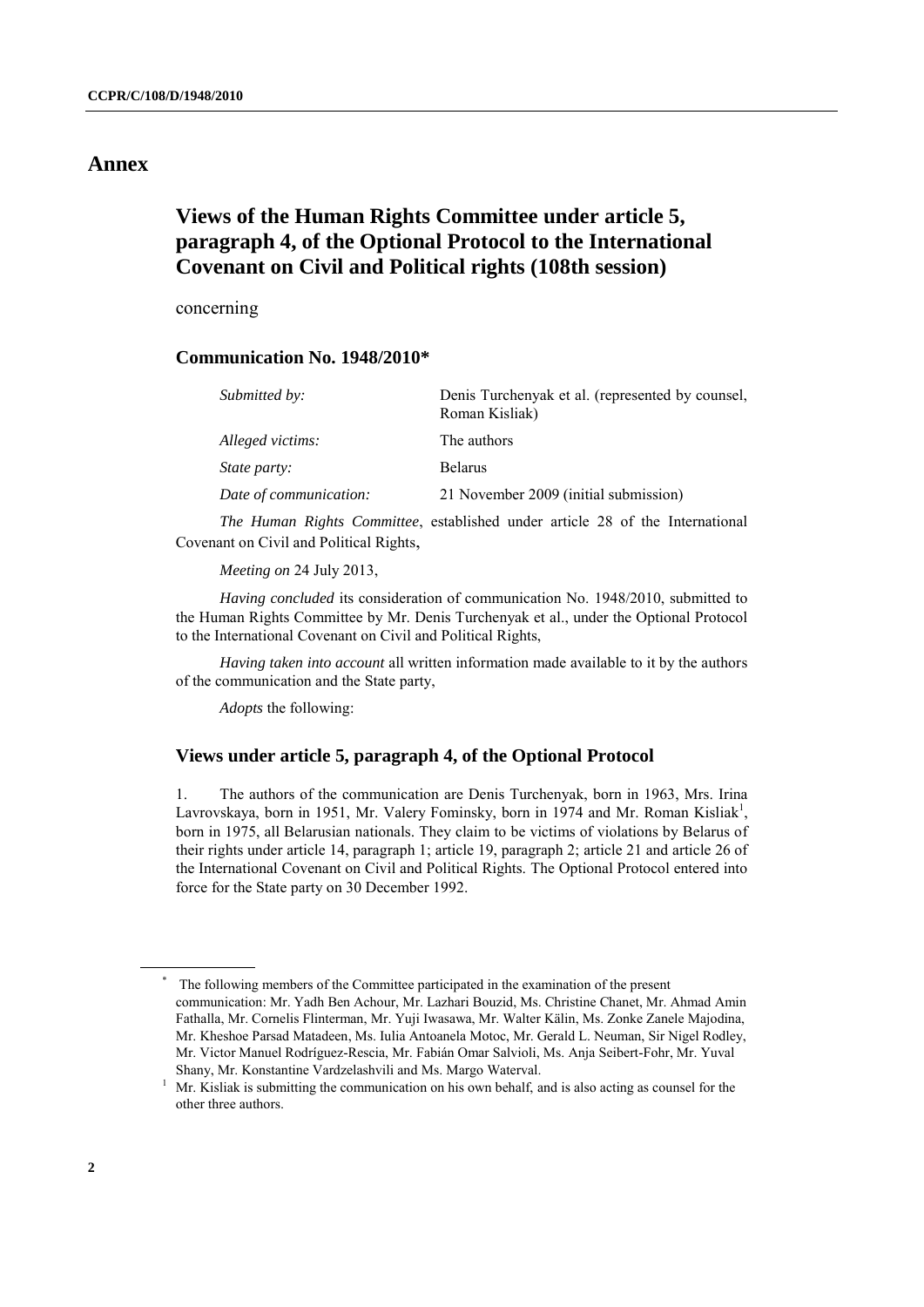# Annex

## Views of the Human Rights Committee under article 5, paragraph 4, of the Optional Protocol to the International Covenant on Civil and Political rights (108th session)

concerning

### Communication No. 1948/2010*

| | |
|---|---|
| *Submitted by:* | Denis Turchenyak et al. (represented by counsel, Roman Kisliak) |
| *Alleged victims:* | The authors |
| *State party:* | Belarus |
| *Date of communication:* | 21 November 2009 (initial submission) |

*The Human Rights Committee*, established under article 28 of the International Covenant on Civil and Political Rights,

*Meeting on* 24 July 2013,

*Having concluded* its consideration of communication No. 1948/2010, submitted to the Human Rights Committee by Mr. Denis Turchenyak et al., under the Optional Protocol to the International Covenant on Civil and Political Rights,

*Having taken into account* all written information made available to it by the authors of the communication and the State party,

*Adopts* the following:

### Views under article 5, paragraph 4, of the Optional Protocol

1. The authors of the communication are Denis Turchenyak, born in 1963, Mrs. Irina Lavrovskaya, born in 1951, Mr. Valery Fominsky, born in 1974 and Mr. Roman Kisliak[1], born in 1975, all Belarusian nationals. They claim to be victims of violations by Belarus of their rights under article 14, paragraph 1; article 19, paragraph 2; article 21 and article 26 of the International Covenant on Civil and Political Rights. The Optional Protocol entered into force for the State party on 30 December 1992.

---

\* The following members of the Committee participated in the examination of the present communication: Mr. Yadh Ben Achour, Mr. Lazhari Bouzid, Ms. Christine Chanet, Mr. Ahmad Amin Fathalla, Mr. Cornelis Flinterman, Mr. Yuji Iwasawa, Mr. Walter Kälin, Ms. Zonke Zanele Majodina, Mr. Kheshoe Parsad Matadeen, Ms. Iulia Antoanela Motoc, Mr. Gerald L. Neuman, Sir Nigel Rodley, Mr. Victor Manuel Rodríguez-Rescia, Mr. Fabián Omar Salvioli, Ms. Anja Seibert-Fohr, Mr. Yuval Shany, Mr. Konstantine Vardzelashvili and Ms. Margo Waterval.

[1] Mr. Kisliak is submitting the communication on his own behalf, and is also acting as counsel for the other three authors.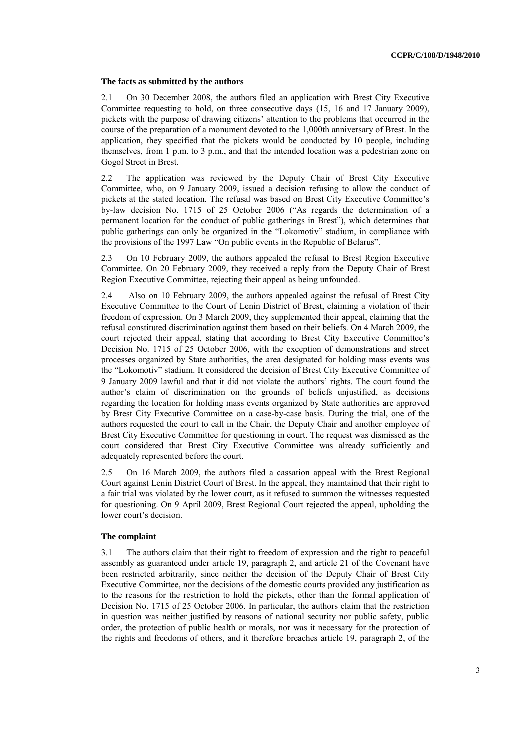### The facts as submitted by the authors

2.1 On 30 December 2008, the authors filed an application with Brest City Executive Committee requesting to hold, on three consecutive days (15, 16 and 17 January 2009), pickets with the purpose of drawing citizens' attention to the problems that occurred in the course of the preparation of a monument devoted to the 1,000th anniversary of Brest. In the application, they specified that the pickets would be conducted by 10 people, including themselves, from 1 p.m. to 3 p.m., and that the intended location was a pedestrian zone on Gogol Street in Brest.

2.2 The application was reviewed by the Deputy Chair of Brest City Executive Committee, who, on 9 January 2009, issued a decision refusing to allow the conduct of pickets at the stated location. The refusal was based on Brest City Executive Committee's by-law decision No. 1715 of 25 October 2006 ("As regards the determination of a permanent location for the conduct of public gatherings in Brest"), which determines that public gatherings can only be organized in the "Lokomotiv" stadium, in compliance with the provisions of the 1997 Law "On public events in the Republic of Belarus".

2.3 On 10 February 2009, the authors appealed the refusal to Brest Region Executive Committee. On 20 February 2009, they received a reply from the Deputy Chair of Brest Region Executive Committee, rejecting their appeal as being unfounded.

2.4 Also on 10 February 2009, the authors appealed against the refusal of Brest City Executive Committee to the Court of Lenin District of Brest, claiming a violation of their freedom of expression. On 3 March 2009, they supplemented their appeal, claiming that the refusal constituted discrimination against them based on their beliefs. On 4 March 2009, the court rejected their appeal, stating that according to Brest City Executive Committee's Decision No. 1715 of 25 October 2006, with the exception of demonstrations and street processes organized by State authorities, the area designated for holding mass events was the "Lokomotiv" stadium. It considered the decision of Brest City Executive Committee of 9 January 2009 lawful and that it did not violate the authors' rights. The court found the author's claim of discrimination on the grounds of beliefs unjustified, as decisions regarding the location for holding mass events organized by State authorities are approved by Brest City Executive Committee on a case-by-case basis. During the trial, one of the authors requested the court to call in the Chair, the Deputy Chair and another employee of Brest City Executive Committee for questioning in court. The request was dismissed as the court considered that Brest City Executive Committee was already sufficiently and adequately represented before the court.

2.5 On 16 March 2009, the authors filed a cassation appeal with the Brest Regional Court against Lenin District Court of Brest. In the appeal, they maintained that their right to a fair trial was violated by the lower court, as it refused to summon the witnesses requested for questioning. On 9 April 2009, Brest Regional Court rejected the appeal, upholding the lower court's decision.

### The complaint

3.1 The authors claim that their right to freedom of expression and the right to peaceful assembly as guaranteed under article 19, paragraph 2, and article 21 of the Covenant have been restricted arbitrarily, since neither the decision of the Deputy Chair of Brest City Executive Committee, nor the decisions of the domestic courts provided any justification as to the reasons for the restriction to hold the pickets, other than the formal application of Decision No. 1715 of 25 October 2006. In particular, the authors claim that the restriction in question was neither justified by reasons of national security nor public safety, public order, the protection of public health or morals, nor was it necessary for the protection of the rights and freedoms of others, and it therefore breaches article 19, paragraph 2, of the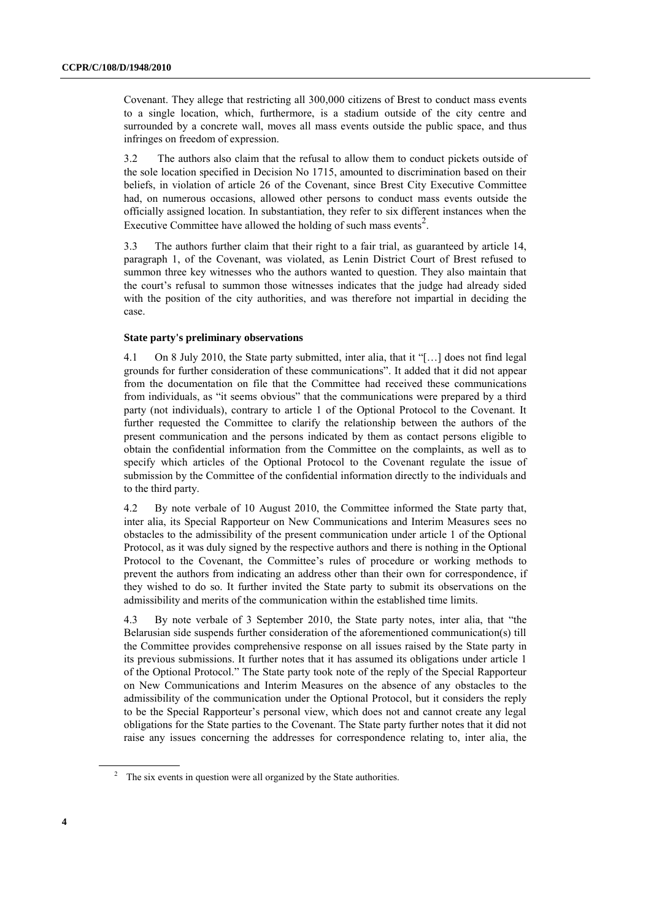Covenant. They allege that restricting all 300,000 citizens of Brest to conduct mass events to a single location, which, furthermore, is a stadium outside of the city centre and surrounded by a concrete wall, moves all mass events outside the public space, and thus infringes on freedom of expression.

3.2 The authors also claim that the refusal to allow them to conduct pickets outside of the sole location specified in Decision No 1715, amounted to discrimination based on their beliefs, in violation of article 26 of the Covenant, since Brest City Executive Committee had, on numerous occasions, allowed other persons to conduct mass events outside the officially assigned location. In substantiation, they refer to six different instances when the Executive Committee have allowed the holding of such mass events[2].

3.3 The authors further claim that their right to a fair trial, as guaranteed by article 14, paragraph 1, of the Covenant, was violated, as Lenin District Court of Brest refused to summon three key witnesses who the authors wanted to question. They also maintain that the court's refusal to summon those witnesses indicates that the judge had already sided with the position of the city authorities, and was therefore not impartial in deciding the case.

### State party's preliminary observations

4.1 On 8 July 2010, the State party submitted, inter alia, that it "[…] does not find legal grounds for further consideration of these communications". It added that it did not appear from the documentation on file that the Committee had received these communications from individuals, as "it seems obvious" that the communications were prepared by a third party (not individuals), contrary to article 1 of the Optional Protocol to the Covenant. It further requested the Committee to clarify the relationship between the authors of the present communication and the persons indicated by them as contact persons eligible to obtain the confidential information from the Committee on the complaints, as well as to specify which articles of the Optional Protocol to the Covenant regulate the issue of submission by the Committee of the confidential information directly to the individuals and to the third party.

4.2 By note verbale of 10 August 2010, the Committee informed the State party that, inter alia, its Special Rapporteur on New Communications and Interim Measures sees no obstacles to the admissibility of the present communication under article 1 of the Optional Protocol, as it was duly signed by the respective authors and there is nothing in the Optional Protocol to the Covenant, the Committee's rules of procedure or working methods to prevent the authors from indicating an address other than their own for correspondence, if they wished to do so. It further invited the State party to submit its observations on the admissibility and merits of the communication within the established time limits.

4.3 By note verbale of 3 September 2010, the State party notes, inter alia, that "the Belarusian side suspends further consideration of the aforementioned communication(s) till the Committee provides comprehensive response on all issues raised by the State party in its previous submissions. It further notes that it has assumed its obligations under article 1 of the Optional Protocol." The State party took note of the reply of the Special Rapporteur on New Communications and Interim Measures on the absence of any obstacles to the admissibility of the communication under the Optional Protocol, but it considers the reply to be the Special Rapporteur's personal view, which does not and cannot create any legal obligations for the State parties to the Covenant. The State party further notes that it did not raise any issues concerning the addresses for correspondence relating to, inter alia, the

[2] The six events in question were all organized by the State authorities.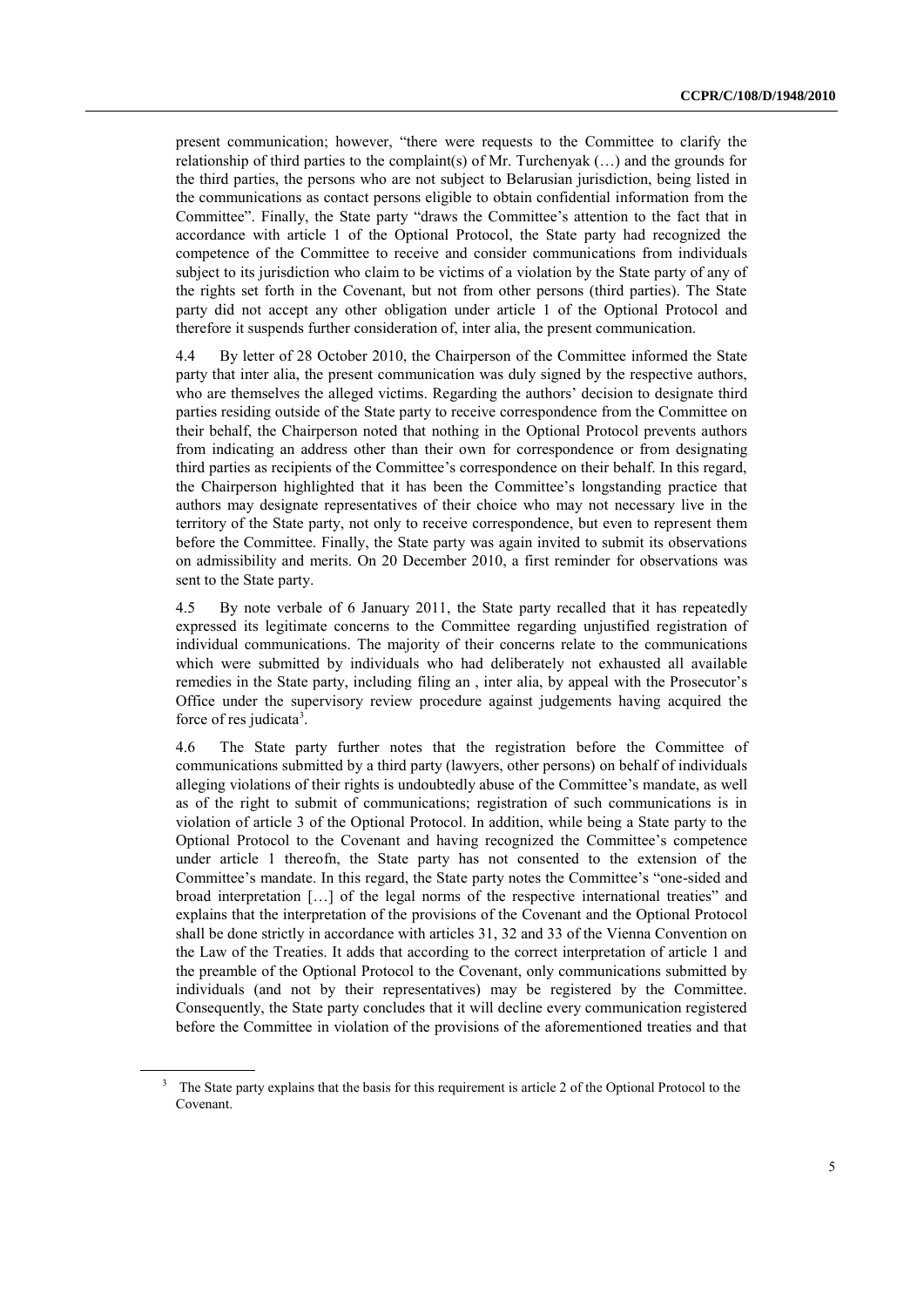present communication; however, "there were requests to the Committee to clarify the relationship of third parties to the complaint(s) of Mr. Turchenyak (…) and the grounds for the third parties, the persons who are not subject to Belarusian jurisdiction, being listed in the communications as contact persons eligible to obtain confidential information from the Committee". Finally, the State party "draws the Committee's attention to the fact that in accordance with article 1 of the Optional Protocol, the State party had recognized the competence of the Committee to receive and consider communications from individuals subject to its jurisdiction who claim to be victims of a violation by the State party of any of the rights set forth in the Covenant, but not from other persons (third parties). The State party did not accept any other obligation under article 1 of the Optional Protocol and therefore it suspends further consideration of, inter alia, the present communication.

4.4 By letter of 28 October 2010, the Chairperson of the Committee informed the State party that inter alia, the present communication was duly signed by the respective authors, who are themselves the alleged victims. Regarding the authors' decision to designate third parties residing outside of the State party to receive correspondence from the Committee on their behalf, the Chairperson noted that nothing in the Optional Protocol prevents authors from indicating an address other than their own for correspondence or from designating third parties as recipients of the Committee's correspondence on their behalf. In this regard, the Chairperson highlighted that it has been the Committee's longstanding practice that authors may designate representatives of their choice who may not necessary live in the territory of the State party, not only to receive correspondence, but even to represent them before the Committee. Finally, the State party was again invited to submit its observations on admissibility and merits. On 20 December 2010, a first reminder for observations was sent to the State party.

4.5 By note verbale of 6 January 2011, the State party recalled that it has repeatedly expressed its legitimate concerns to the Committee regarding unjustified registration of individual communications. The majority of their concerns relate to the communications which were submitted by individuals who had deliberately not exhausted all available remedies in the State party, including filing an , inter alia, by appeal with the Prosecutor's Office under the supervisory review procedure against judgements having acquired the force of res judicata[3].

4.6 The State party further notes that the registration before the Committee of communications submitted by a third party (lawyers, other persons) on behalf of individuals alleging violations of their rights is undoubtedly abuse of the Committee's mandate, as well as of the right to submit of communications; registration of such communications is in violation of article 3 of the Optional Protocol. In addition, while being a State party to the Optional Protocol to the Covenant and having recognized the Committee's competence under article 1 thereofn, the State party has not consented to the extension of the Committee's mandate. In this regard, the State party notes the Committee's "one-sided and broad interpretation […] of the legal norms of the respective international treaties" and explains that the interpretation of the provisions of the Covenant and the Optional Protocol shall be done strictly in accordance with articles 31, 32 and 33 of the Vienna Convention on the Law of the Treaties. It adds that according to the correct interpretation of article 1 and the preamble of the Optional Protocol to the Covenant, only communications submitted by individuals (and not by their representatives) may be registered by the Committee. Consequently, the State party concludes that it will decline every communication registered before the Committee in violation of the provisions of the aforementioned treaties and that

[3] The State party explains that the basis for this requirement is article 2 of the Optional Protocol to the Covenant.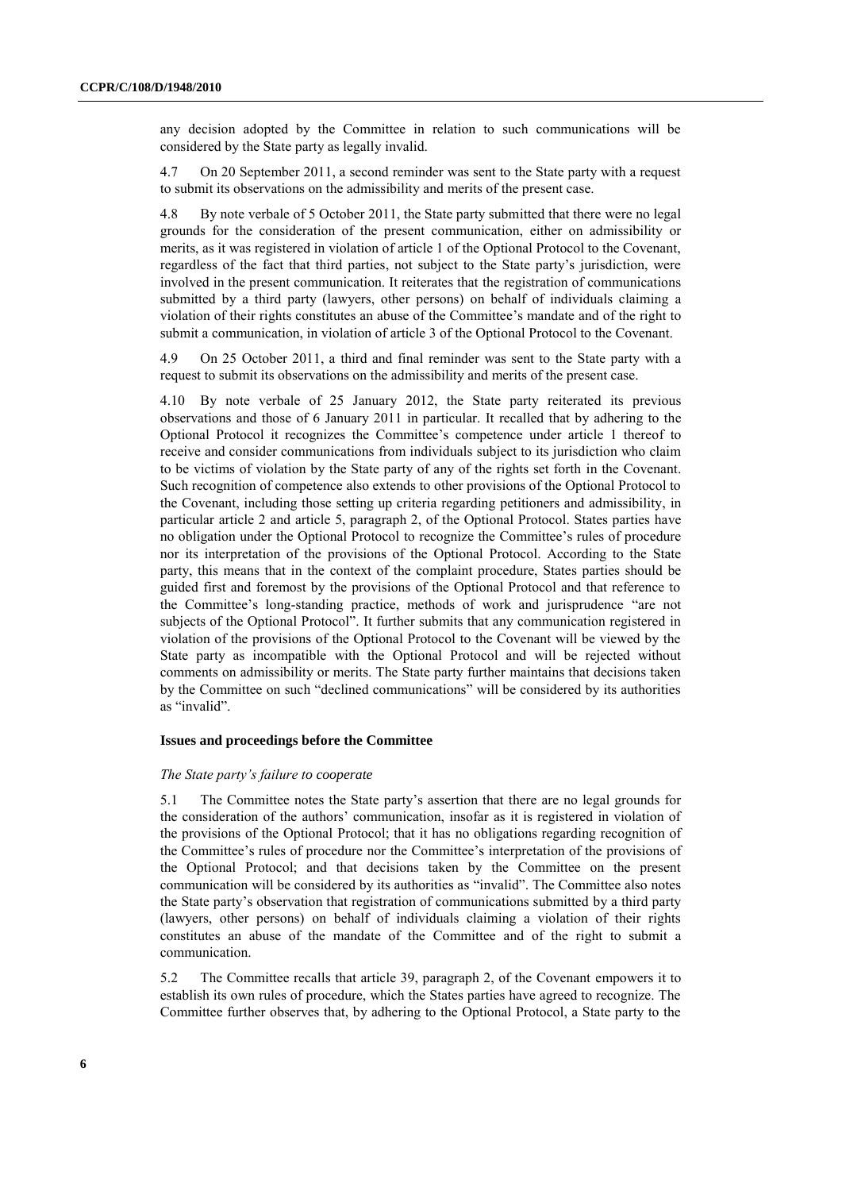any decision adopted by the Committee in relation to such communications will be considered by the State party as legally invalid.

4.7 On 20 September 2011, a second reminder was sent to the State party with a request to submit its observations on the admissibility and merits of the present case.

4.8 By note verbale of 5 October 2011, the State party submitted that there were no legal grounds for the consideration of the present communication, either on admissibility or merits, as it was registered in violation of article 1 of the Optional Protocol to the Covenant, regardless of the fact that third parties, not subject to the State party's jurisdiction, were involved in the present communication. It reiterates that the registration of communications submitted by a third party (lawyers, other persons) on behalf of individuals claiming a violation of their rights constitutes an abuse of the Committee's mandate and of the right to submit a communication, in violation of article 3 of the Optional Protocol to the Covenant.

4.9 On 25 October 2011, a third and final reminder was sent to the State party with a request to submit its observations on the admissibility and merits of the present case.

4.10 By note verbale of 25 January 2012, the State party reiterated its previous observations and those of 6 January 2011 in particular. It recalled that by adhering to the Optional Protocol it recognizes the Committee's competence under article 1 thereof to receive and consider communications from individuals subject to its jurisdiction who claim to be victims of violation by the State party of any of the rights set forth in the Covenant. Such recognition of competence also extends to other provisions of the Optional Protocol to the Covenant, including those setting up criteria regarding petitioners and admissibility, in particular article 2 and article 5, paragraph 2, of the Optional Protocol. States parties have no obligation under the Optional Protocol to recognize the Committee's rules of procedure nor its interpretation of the provisions of the Optional Protocol. According to the State party, this means that in the context of the complaint procedure, States parties should be guided first and foremost by the provisions of the Optional Protocol and that reference to the Committee's long-standing practice, methods of work and jurisprudence "are not subjects of the Optional Protocol". It further submits that any communication registered in violation of the provisions of the Optional Protocol to the Covenant will be viewed by the State party as incompatible with the Optional Protocol and will be rejected without comments on admissibility or merits. The State party further maintains that decisions taken by the Committee on such "declined communications" will be considered by its authorities as "invalid".

### Issues and proceedings before the Committee

#### *The State party's failure to cooperate*

5.1 The Committee notes the State party's assertion that there are no legal grounds for the consideration of the authors' communication, insofar as it is registered in violation of the provisions of the Optional Protocol; that it has no obligations regarding recognition of the Committee's rules of procedure nor the Committee's interpretation of the provisions of the Optional Protocol; and that decisions taken by the Committee on the present communication will be considered by its authorities as "invalid". The Committee also notes the State party's observation that registration of communications submitted by a third party (lawyers, other persons) on behalf of individuals claiming a violation of their rights constitutes an abuse of the mandate of the Committee and of the right to submit a communication.

5.2 The Committee recalls that article 39, paragraph 2, of the Covenant empowers it to establish its own rules of procedure, which the States parties have agreed to recognize. The Committee further observes that, by adhering to the Optional Protocol, a State party to the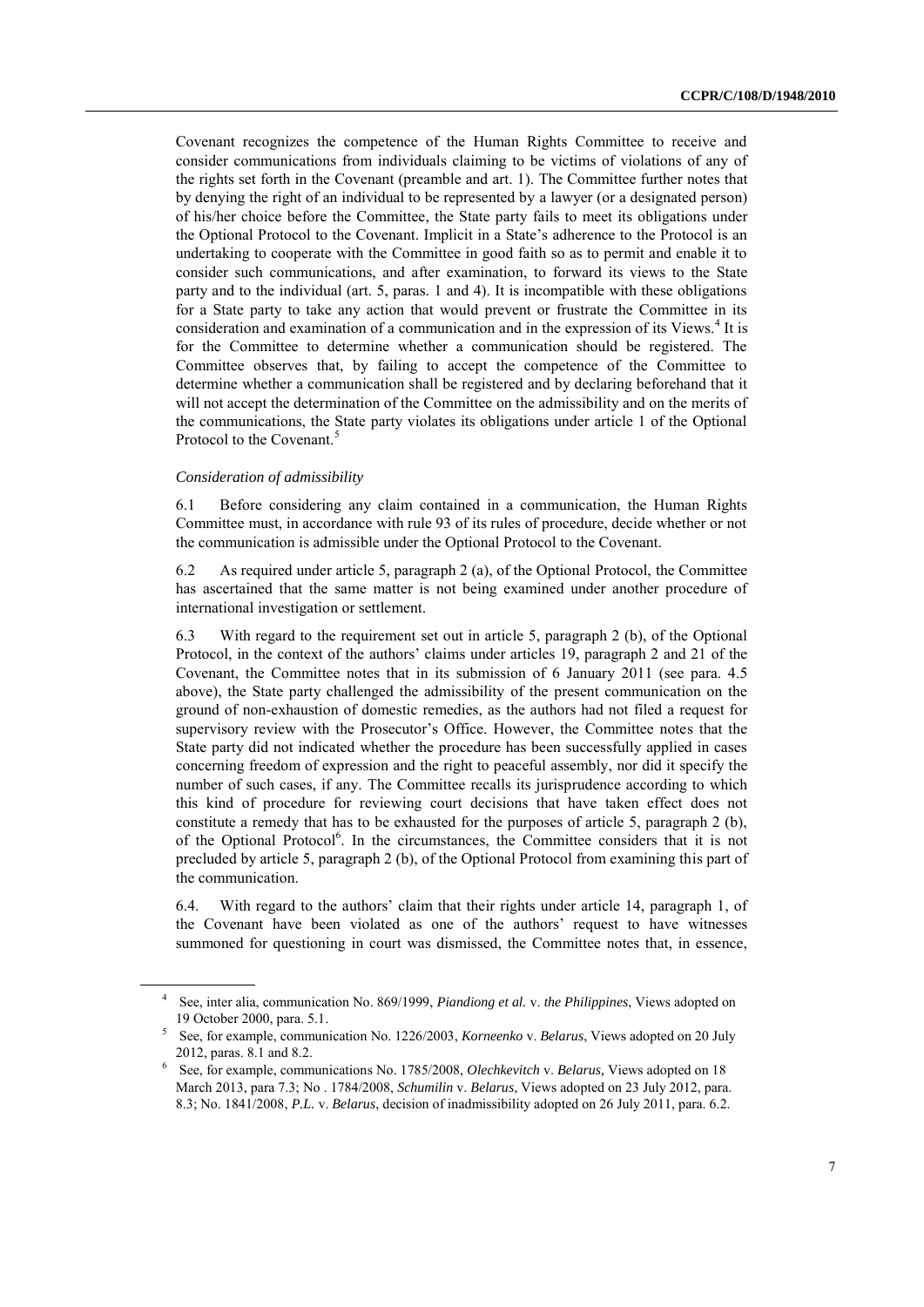Covenant recognizes the competence of the Human Rights Committee to receive and consider communications from individuals claiming to be victims of violations of any of the rights set forth in the Covenant (preamble and art. 1). The Committee further notes that by denying the right of an individual to be represented by a lawyer (or a designated person) of his/her choice before the Committee, the State party fails to meet its obligations under the Optional Protocol to the Covenant. Implicit in a State's adherence to the Protocol is an undertaking to cooperate with the Committee in good faith so as to permit and enable it to consider such communications, and after examination, to forward its views to the State party and to the individual (art. 5, paras. 1 and 4). It is incompatible with these obligations for a State party to take any action that would prevent or frustrate the Committee in its consideration and examination of a communication and in the expression of its Views.[4] It is for the Committee to determine whether a communication should be registered. The Committee observes that, by failing to accept the competence of the Committee to determine whether a communication shall be registered and by declaring beforehand that it will not accept the determination of the Committee on the admissibility and on the merits of the communications, the State party violates its obligations under article 1 of the Optional Protocol to the Covenant.[5]

*Consideration of admissibility*

6.1 Before considering any claim contained in a communication, the Human Rights Committee must, in accordance with rule 93 of its rules of procedure, decide whether or not the communication is admissible under the Optional Protocol to the Covenant.

6.2 As required under article 5, paragraph 2 (a), of the Optional Protocol, the Committee has ascertained that the same matter is not being examined under another procedure of international investigation or settlement.

6.3 With regard to the requirement set out in article 5, paragraph 2 (b), of the Optional Protocol, in the context of the authors' claims under articles 19, paragraph 2 and 21 of the Covenant, the Committee notes that in its submission of 6 January 2011 (see para. 4.5 above), the State party challenged the admissibility of the present communication on the ground of non-exhaustion of domestic remedies, as the authors had not filed a request for supervisory review with the Prosecutor's Office. However, the Committee notes that the State party did not indicated whether the procedure has been successfully applied in cases concerning freedom of expression and the right to peaceful assembly, nor did it specify the number of such cases, if any. The Committee recalls its jurisprudence according to which this kind of procedure for reviewing court decisions that have taken effect does not constitute a remedy that has to be exhausted for the purposes of article 5, paragraph 2 (b), of the Optional Protocol[6]. In the circumstances, the Committee considers that it is not precluded by article 5, paragraph 2 (b), of the Optional Protocol from examining this part of the communication.

6.4. With regard to the authors' claim that their rights under article 14, paragraph 1, of the Covenant have been violated as one of the authors' request to have witnesses summoned for questioning in court was dismissed, the Committee notes that, in essence,

---

[4] See, inter alia, communication No. 869/1999, *Piandiong et al.* v. *the Philippines*, Views adopted on 19 October 2000, para. 5.1.

[5] See, for example, communication No. 1226/2003, *Korneenko* v. *Belarus*, Views adopted on 20 July 2012, paras. 8.1 and 8.2.

[6] See, for example, communications No. 1785/2008, *Olechkevitch* v. *Belarus*, Views adopted on 18 March 2013, para 7.3; No . 1784/2008, *Schumilin* v. *Belarus*, Views adopted on 23 July 2012, para. 8.3; No. 1841/2008, *P.L.* v. *Belarus*, decision of inadmissibility adopted on 26 July 2011, para. 6.2.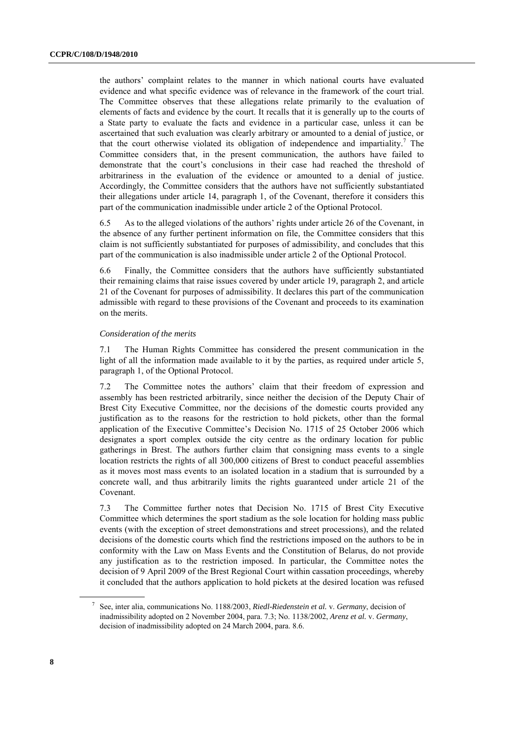the authors' complaint relates to the manner in which national courts have evaluated evidence and what specific evidence was of relevance in the framework of the court trial. The Committee observes that these allegations relate primarily to the evaluation of elements of facts and evidence by the court. It recalls that it is generally up to the courts of a State party to evaluate the facts and evidence in a particular case, unless it can be ascertained that such evaluation was clearly arbitrary or amounted to a denial of justice, or that the court otherwise violated its obligation of independence and impartiality.[7] The Committee considers that, in the present communication, the authors have failed to demonstrate that the court's conclusions in their case had reached the threshold of arbitrariness in the evaluation of the evidence or amounted to a denial of justice. Accordingly, the Committee considers that the authors have not sufficiently substantiated their allegations under article 14, paragraph 1, of the Covenant, therefore it considers this part of the communication inadmissible under article 2 of the Optional Protocol.

6.5 As to the alleged violations of the authors' rights under article 26 of the Covenant, in the absence of any further pertinent information on file, the Committee considers that this claim is not sufficiently substantiated for purposes of admissibility, and concludes that this part of the communication is also inadmissible under article 2 of the Optional Protocol.

6.6 Finally, the Committee considers that the authors have sufficiently substantiated their remaining claims that raise issues covered by under article 19, paragraph 2, and article 21 of the Covenant for purposes of admissibility. It declares this part of the communication admissible with regard to these provisions of the Covenant and proceeds to its examination on the merits.

*Consideration of the merits*

7.1 The Human Rights Committee has considered the present communication in the light of all the information made available to it by the parties, as required under article 5, paragraph 1, of the Optional Protocol.

7.2 The Committee notes the authors' claim that their freedom of expression and assembly has been restricted arbitrarily, since neither the decision of the Deputy Chair of Brest City Executive Committee, nor the decisions of the domestic courts provided any justification as to the reasons for the restriction to hold pickets, other than the formal application of the Executive Committee's Decision No. 1715 of 25 October 2006 which designates a sport complex outside the city centre as the ordinary location for public gatherings in Brest. The authors further claim that consigning mass events to a single location restricts the rights of all 300,000 citizens of Brest to conduct peaceful assemblies as it moves most mass events to an isolated location in a stadium that is surrounded by a concrete wall, and thus arbitrarily limits the rights guaranteed under article 21 of the Covenant.

7.3 The Committee further notes that Decision No. 1715 of Brest City Executive Committee which determines the sport stadium as the sole location for holding mass public events (with the exception of street demonstrations and street processions), and the related decisions of the domestic courts which find the restrictions imposed on the authors to be in conformity with the Law on Mass Events and the Constitution of Belarus, do not provide any justification as to the restriction imposed. In particular, the Committee notes the decision of 9 April 2009 of the Brest Regional Court within cassation proceedings, whereby it concluded that the authors application to hold pickets at the desired location was refused

---

[7] See, inter alia, communications No. 1188/2003, *Riedl-Riedenstein et al.* v. *Germany*, decision of inadmissibility adopted on 2 November 2004, para. 7.3; No. 1138/2002, *Arenz et al.* v. *Germany*, decision of inadmissibility adopted on 24 March 2004, para. 8.6.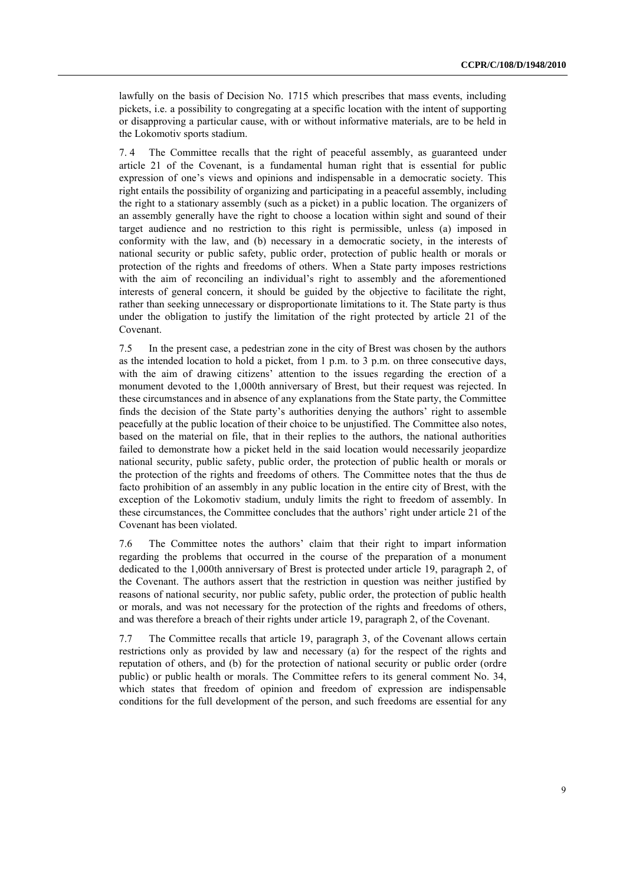lawfully on the basis of Decision No. 1715 which prescribes that mass events, including pickets, i.e. a possibility to congregating at a specific location with the intent of supporting or disapproving a particular cause, with or without informative materials, are to be held in the Lokomotiv sports stadium.

7. 4 The Committee recalls that the right of peaceful assembly, as guaranteed under article 21 of the Covenant, is a fundamental human right that is essential for public expression of one's views and opinions and indispensable in a democratic society. This right entails the possibility of organizing and participating in a peaceful assembly, including the right to a stationary assembly (such as a picket) in a public location. The organizers of an assembly generally have the right to choose a location within sight and sound of their target audience and no restriction to this right is permissible, unless (a) imposed in conformity with the law, and (b) necessary in a democratic society, in the interests of national security or public safety, public order, protection of public health or morals or protection of the rights and freedoms of others. When a State party imposes restrictions with the aim of reconciling an individual's right to assembly and the aforementioned interests of general concern, it should be guided by the objective to facilitate the right, rather than seeking unnecessary or disproportionate limitations to it. The State party is thus under the obligation to justify the limitation of the right protected by article 21 of the Covenant.

7.5 In the present case, a pedestrian zone in the city of Brest was chosen by the authors as the intended location to hold a picket, from 1 p.m. to 3 p.m. on three consecutive days, with the aim of drawing citizens' attention to the issues regarding the erection of a monument devoted to the 1,000th anniversary of Brest, but their request was rejected. In these circumstances and in absence of any explanations from the State party, the Committee finds the decision of the State party's authorities denying the authors' right to assemble peacefully at the public location of their choice to be unjustified. The Committee also notes, based on the material on file, that in their replies to the authors, the national authorities failed to demonstrate how a picket held in the said location would necessarily jeopardize national security, public safety, public order, the protection of public health or morals or the protection of the rights and freedoms of others. The Committee notes that the thus de facto prohibition of an assembly in any public location in the entire city of Brest, with the exception of the Lokomotiv stadium, unduly limits the right to freedom of assembly. In these circumstances, the Committee concludes that the authors' right under article 21 of the Covenant has been violated.

7.6 The Committee notes the authors' claim that their right to impart information regarding the problems that occurred in the course of the preparation of a monument dedicated to the 1,000th anniversary of Brest is protected under article 19, paragraph 2, of the Covenant. The authors assert that the restriction in question was neither justified by reasons of national security, nor public safety, public order, the protection of public health or morals, and was not necessary for the protection of the rights and freedoms of others, and was therefore a breach of their rights under article 19, paragraph 2, of the Covenant.

7.7 The Committee recalls that article 19, paragraph 3, of the Covenant allows certain restrictions only as provided by law and necessary (a) for the respect of the rights and reputation of others, and (b) for the protection of national security or public order (ordre public) or public health or morals. The Committee refers to its general comment No. 34, which states that freedom of opinion and freedom of expression are indispensable conditions for the full development of the person, and such freedoms are essential for any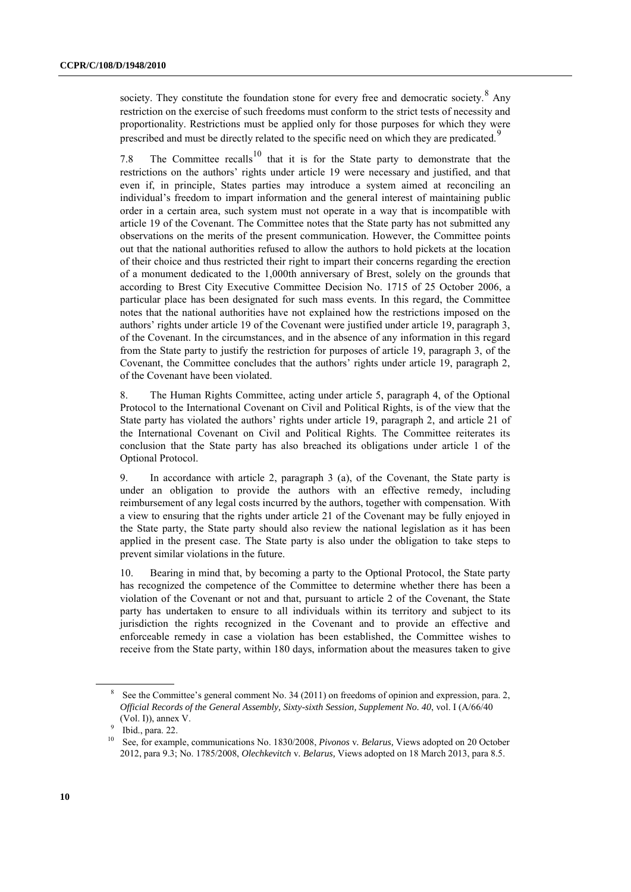society. They constitute the foundation stone for every free and democratic society.[8] Any restriction on the exercise of such freedoms must conform to the strict tests of necessity and proportionality. Restrictions must be applied only for those purposes for which they were prescribed and must be directly related to the specific need on which they are predicated.[9]

7.8 The Committee recalls[10] that it is for the State party to demonstrate that the restrictions on the authors' rights under article 19 were necessary and justified, and that even if, in principle, States parties may introduce a system aimed at reconciling an individual's freedom to impart information and the general interest of maintaining public order in a certain area, such system must not operate in a way that is incompatible with article 19 of the Covenant. The Committee notes that the State party has not submitted any observations on the merits of the present communication. However, the Committee points out that the national authorities refused to allow the authors to hold pickets at the location of their choice and thus restricted their right to impart their concerns regarding the erection of a monument dedicated to the 1,000th anniversary of Brest, solely on the grounds that according to Brest City Executive Committee Decision No. 1715 of 25 October 2006, a particular place has been designated for such mass events. In this regard, the Committee notes that the national authorities have not explained how the restrictions imposed on the authors' rights under article 19 of the Covenant were justified under article 19, paragraph 3, of the Covenant. In the circumstances, and in the absence of any information in this regard from the State party to justify the restriction for purposes of article 19, paragraph 3, of the Covenant, the Committee concludes that the authors' rights under article 19, paragraph 2, of the Covenant have been violated.

8. The Human Rights Committee, acting under article 5, paragraph 4, of the Optional Protocol to the International Covenant on Civil and Political Rights, is of the view that the State party has violated the authors' rights under article 19, paragraph 2, and article 21 of the International Covenant on Civil and Political Rights. The Committee reiterates its conclusion that the State party has also breached its obligations under article 1 of the Optional Protocol.

9. In accordance with article 2, paragraph 3 (a), of the Covenant, the State party is under an obligation to provide the authors with an effective remedy, including reimbursement of any legal costs incurred by the authors, together with compensation. With a view to ensuring that the rights under article 21 of the Covenant may be fully enjoyed in the State party, the State party should also review the national legislation as it has been applied in the present case. The State party is also under the obligation to take steps to prevent similar violations in the future.

10. Bearing in mind that, by becoming a party to the Optional Protocol, the State party has recognized the competence of the Committee to determine whether there has been a violation of the Covenant or not and that, pursuant to article 2 of the Covenant, the State party has undertaken to ensure to all individuals within its territory and subject to its jurisdiction the rights recognized in the Covenant and to provide an effective and enforceable remedy in case a violation has been established, the Committee wishes to receive from the State party, within 180 days, information about the measures taken to give

---

[8] See the Committee's general comment No. 34 (2011) on freedoms of opinion and expression, para. 2, *Official Records of the General Assembly, Sixty-sixth Session, Supplement No. 40*, vol. I (A/66/40 (Vol. I)), annex V.

[9] Ibid., para. 22.

[10] See, for example, communications No. 1830/2008, *Pivonos* v. *Belarus,* Views adopted on 20 October 2012, para 9.3; No. 1785/2008, *Olechkevitch* v. *Belarus,* Views adopted on 18 March 2013, para 8.5.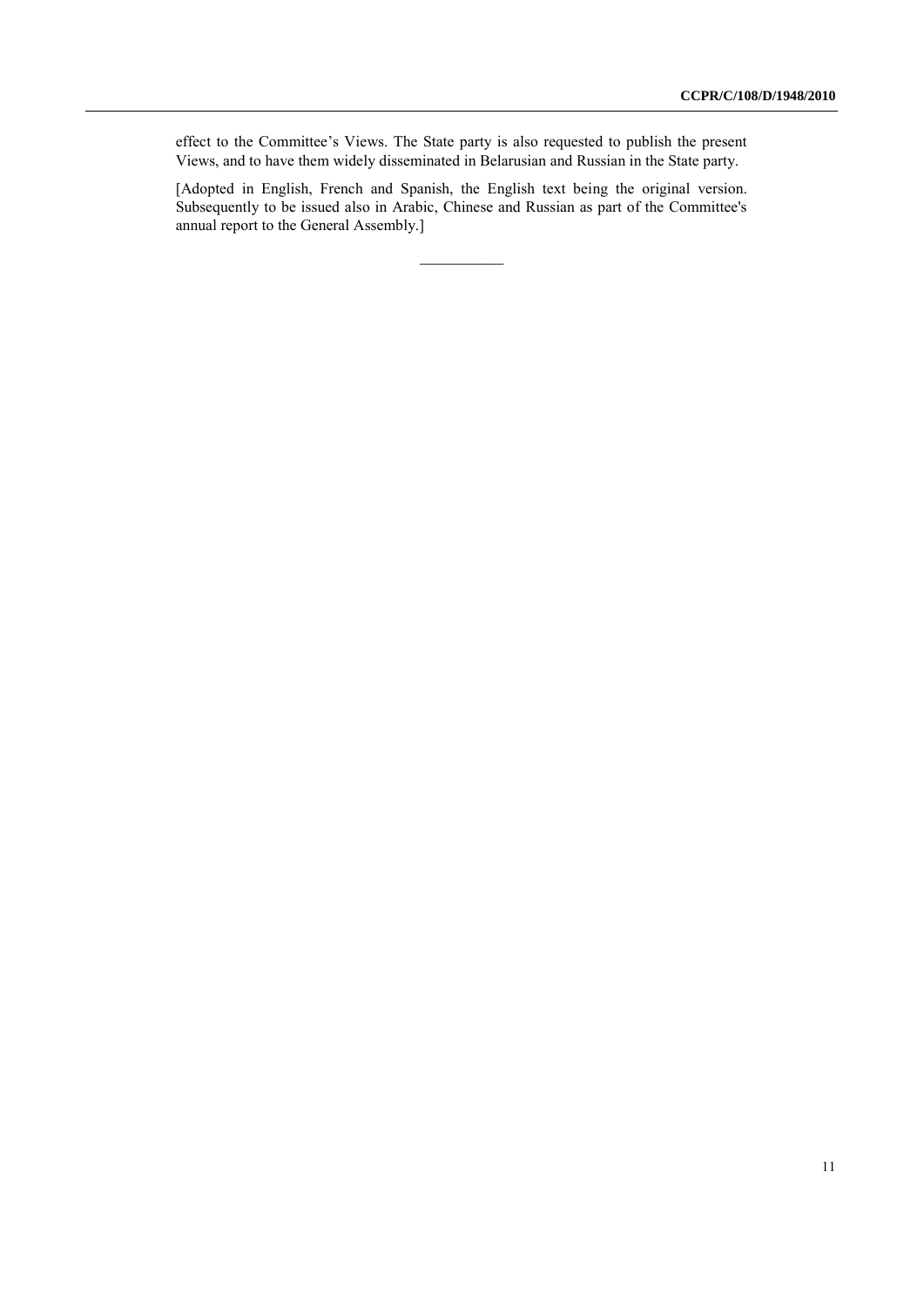effect to the Committee's Views. The State party is also requested to publish the present Views, and to have them widely disseminated in Belarusian and Russian in the State party.

[Adopted in English, French and Spanish, the English text being the original version. Subsequently to be issued also in Arabic, Chinese and Russian as part of the Committee's annual report to the General Assembly.]